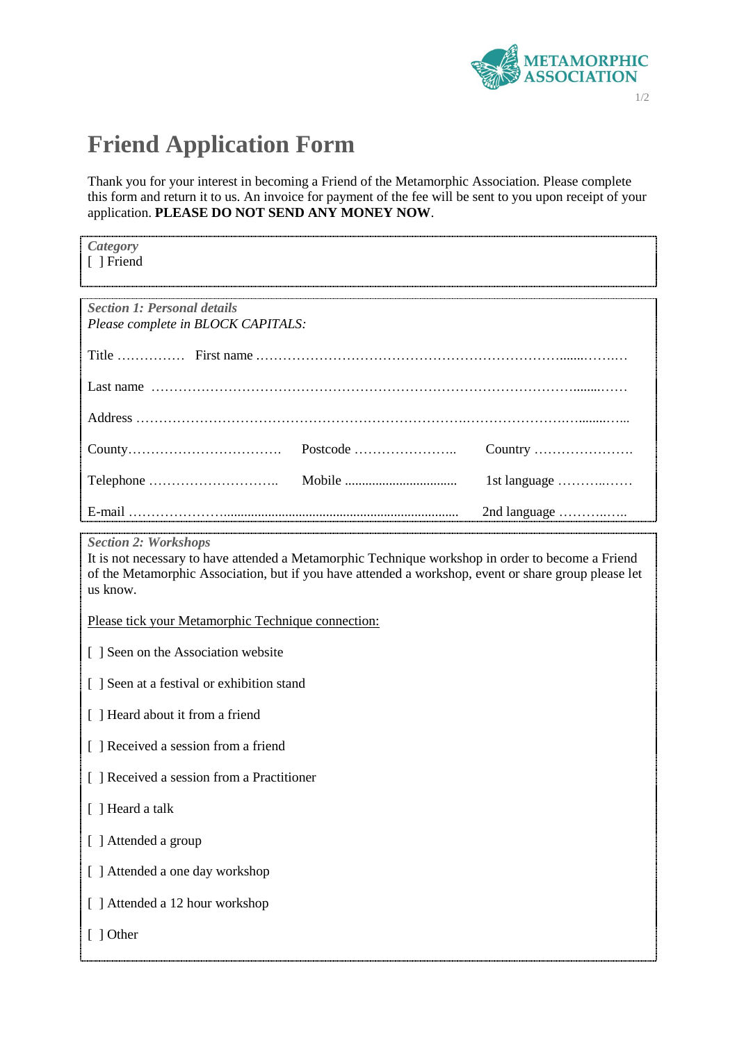METAMORPHIC ASSOCIATION

# Friend Application Form

Thank you for your interest in becoming a Friend of the Metamorphic Association. Please complete this form and return it to us. An invoice for payment of the fee will be sent to you upon receipt of your application. **PLEASE DO NOT SEND ANY MONEY NOW**.

***Category***

[ ] Friend

***Section 1: Personal details***

*Please complete in BLOCK CAPITALS:*

Title …………… First name ………………………………………………………………………………

Last name ………………………………………………………………………………………………

Address …………………………………………………………………………………………………

County……………………………… Postcode ………………….. Country ………………….

Telephone ……………………….. Mobile ................................ 1st language ……………

E-mail ………………….................................................................. 2nd language …………..

***Section 2: Workshops***

It is not necessary to have attended a Metamorphic Technique workshop in order to become a Friend of the Metamorphic Association, but if you have attended a workshop, event or share group please let us know.

Please tick your Metamorphic Technique connection:

[ ] Seen on the Association website

[ ] Seen at a festival or exhibition stand

[ ] Heard about it from a friend

[ ] Received a session from a friend

[ ] Received a session from a Practitioner

[ ] Heard a talk

[ ] Attended a group

[ ] Attended a one day workshop

[ ] Attended a 12 hour workshop

[ ] Other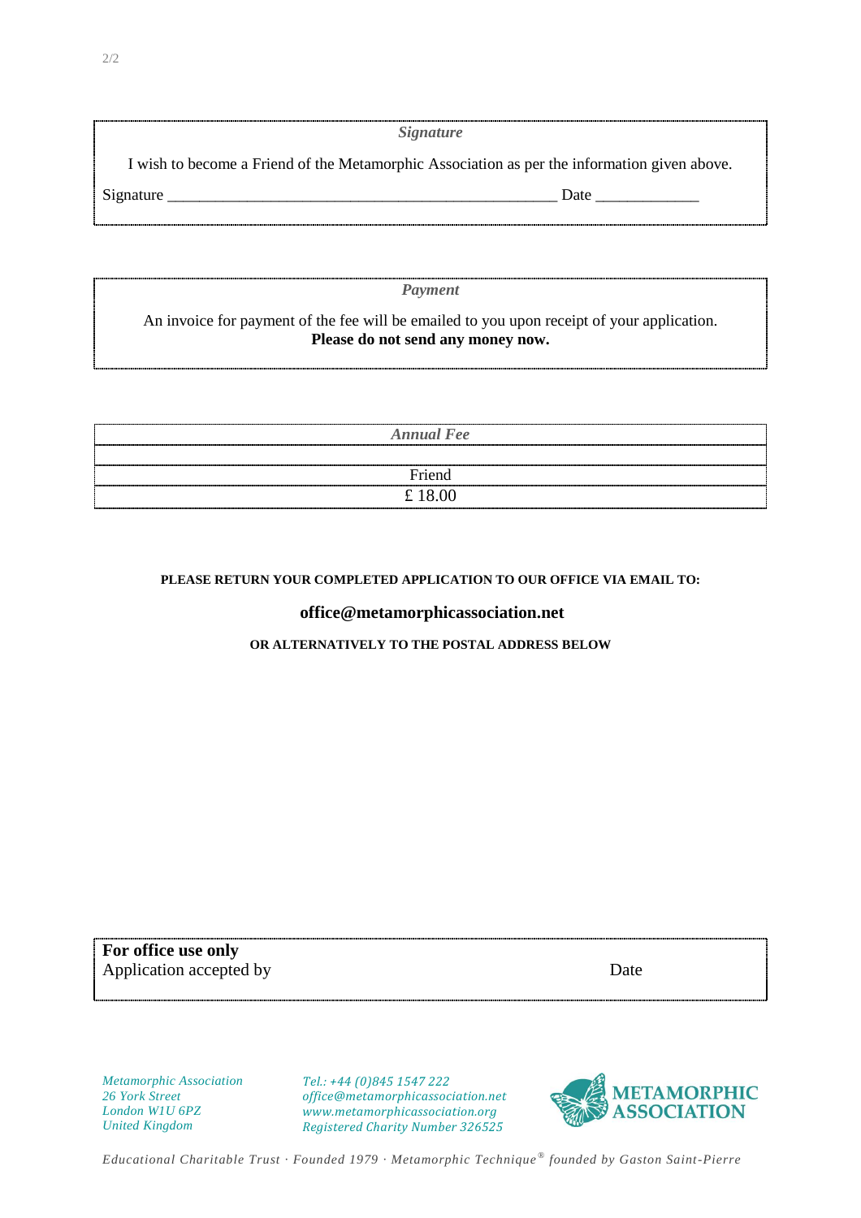*Signature*

I wish to become a Friend of the Metamorphic Association as per the information given above.

Signature ______________________________________________ Date ____________

*Payment*

An invoice for payment of the fee will be emailed to you upon receipt of your application.
**Please do not send any money now.**

| *Annual Fee* |
|---|
| |
| Friend |
| £ 18.00 |

**PLEASE RETURN YOUR COMPLETED APPLICATION TO OUR OFFICE VIA EMAIL TO:**

**office@metamorphicassociation.net**

**OR ALTERNATIVELY TO THE POSTAL ADDRESS BELOW**

**For office use only**
Application accepted by Date

*Metamorphic Association*
*26 York Street*
*London W1U 6PZ*
*United Kingdom*

*Tel.: +44 (0)845 1547 222*
*office@metamorphicassociation.net*
*www.metamorphicassociation.org*
*Registered Charity Number 326525*

METAMORPHIC ASSOCIATION

*Educational Charitable Trust · Founded 1979 · Metamorphic Technique® founded by Gaston Saint-Pierre*